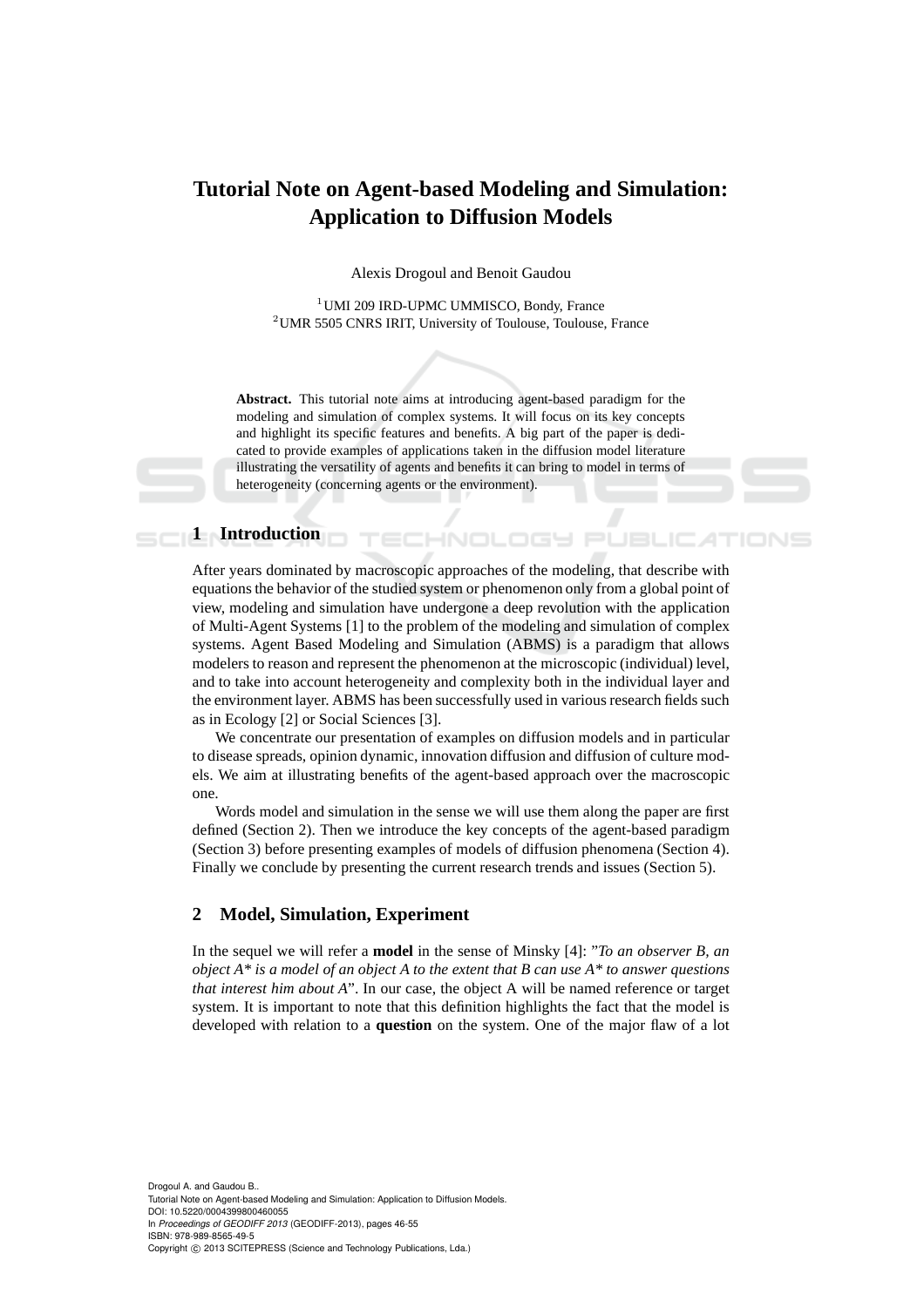# Tutorial Note on Agent-based Modeling and Simulation: Application to Diffusion Models

Alexis Drogoul and Benoit Gaudou

[1] UMI 209 IRD-UPMC UMMISCO, Bondy, France
[2] UMR 5505 CNRS IRIT, University of Toulouse, Toulouse, France

**Abstract.** This tutorial note aims at introducing agent-based paradigm for the modeling and simulation of complex systems. It will focus on its key concepts and highlight its specific features and benefits. A big part of the paper is dedicated to provide examples of applications taken in the diffusion model literature illustrating the versatility of agents and benefits it can bring to model in terms of heterogeneity (concerning agents or the environment).

## 1 Introduction

After years dominated by macroscopic approaches of the modeling, that describe with equations the behavior of the studied system or phenomenon only from a global point of view, modeling and simulation have undergone a deep revolution with the application of Multi-Agent Systems [1] to the problem of the modeling and simulation of complex systems. Agent Based Modeling and Simulation (ABMS) is a paradigm that allows modelers to reason and represent the phenomenon at the microscopic (individual) level, and to take into account heterogeneity and complexity both in the individual layer and the environment layer. ABMS has been successfully used in various research fields such as in Ecology [2] or Social Sciences [3].

We concentrate our presentation of examples on diffusion models and in particular to disease spreads, opinion dynamic, innovation diffusion and diffusion of culture models. We aim at illustrating benefits of the agent-based approach over the macroscopic one.

Words model and simulation in the sense we will use them along the paper are first defined (Section 2). Then we introduce the key concepts of the agent-based paradigm (Section 3) before presenting examples of models of diffusion phenomena (Section 4). Finally we conclude by presenting the current research trends and issues (Section 5).

## 2 Model, Simulation, Experiment

In the sequel we will refer a **model** in the sense of Minsky [4]: "*To an observer B, an object A\* is a model of an object A to the extent that B can use A\* to answer questions that interest him about A*". In our case, the object A will be named reference or target system. It is important to note that this definition highlights the fact that the model is developed with relation to a **question** on the system. One of the major flaw of a lot

Drogoul A. and Gaudou B..
Tutorial Note on Agent-based Modeling and Simulation: Application to Diffusion Models.
DOI: 10.5220/0004399800460055
In *Proceedings of GEODIFF 2013* (GEODIFF-2013), pages 46-55
ISBN: 978-989-8565-49-5
Copyright © 2013 SCITEPRESS (Science and Technology Publications, Lda.)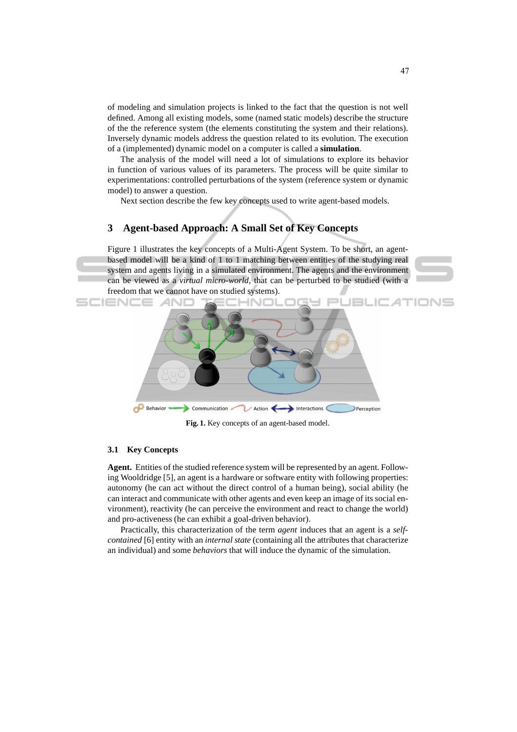of modeling and simulation projects is linked to the fact that the question is not well defined. Among all existing models, some (named static models) describe the structure of the the reference system (the elements constituting the system and their relations). Inversely dynamic models address the question related to its evolution. The execution of a (implemented) dynamic model on a computer is called a **simulation**.

The analysis of the model will need a lot of simulations to explore its behavior in function of various values of its parameters. The process will be quite similar to experimentations: controlled perturbations of the system (reference system or dynamic model) to answer a question.

Next section describe the few key concepts used to write agent-based models.

## 3 Agent-based Approach: A Small Set of Key Concepts

Figure 1 illustrates the key concepts of a Multi-Agent System. To be short, an agent-based model will be a kind of 1 to 1 matching between entities of the studying real system and agents living in a simulated environment. The agents and the environment can be viewed as a *virtual micro-world*, that can be perturbed to be studied (with a freedom that we cannot have on studied systems).

Behavior Communication Action Interactions Perception

**Fig. 1.** Key concepts of an agent-based model.

### 3.1 Key Concepts

**Agent.** Entities of the studied reference system will be represented by an agent. Following Wooldridge [5], an agent is a hardware or software entity with following properties: autonomy (he can act without the direct control of a human being), social ability (he can interact and communicate with other agents and even keep an image of its social environment), reactivity (he can perceive the environment and react to change the world) and pro-activeness (he can exhibit a goal-driven behavior).

Practically, this characterization of the term *agent* induces that an agent is a *self-contained* [6] entity with an *internal state* (containing all the attributes that characterize an individual) and some *behaviors* that will induce the dynamic of the simulation.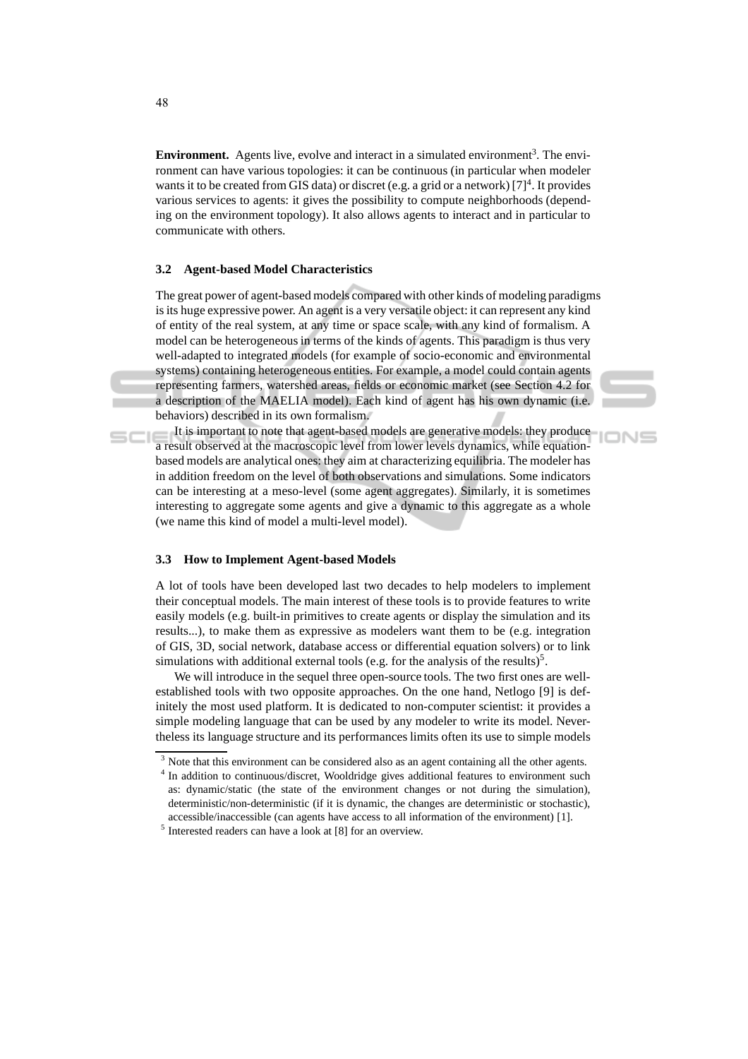**Environment.** Agents live, evolve and interact in a simulated environment[3]. The environment can have various topologies: it can be continuous (in particular when modeler wants it to be created from GIS data) or discret (e.g. a grid or a network) [7][4]. It provides various services to agents: it gives the possibility to compute neighborhoods (depending on the environment topology). It also allows agents to interact and in particular to communicate with others.

### 3.2 Agent-based Model Characteristics

The great power of agent-based models compared with other kinds of modeling paradigms is its huge expressive power. An agent is a very versatile object: it can represent any kind of entity of the real system, at any time or space scale, with any kind of formalism. A model can be heterogeneous in terms of the kinds of agents. This paradigm is thus very well-adapted to integrated models (for example of socio-economic and environmental systems) containing heterogeneous entities. For example, a model could contain agents representing farmers, watershed areas, fields or economic market (see Section 4.2 for a description of the MAELIA model). Each kind of agent has his own dynamic (i.e. behaviors) described in its own formalism.

It is important to note that agent-based models are generative models: they produce a result observed at the macroscopic level from lower levels dynamics, while equation-based models are analytical ones: they aim at characterizing equilibria. The modeler has in addition freedom on the level of both observations and simulations. Some indicators can be interesting at a meso-level (some agent aggregates). Similarly, it is sometimes interesting to aggregate some agents and give a dynamic to this aggregate as a whole (we name this kind of model a multi-level model).

### 3.3 How to Implement Agent-based Models

A lot of tools have been developed last two decades to help modelers to implement their conceptual models. The main interest of these tools is to provide features to write easily models (e.g. built-in primitives to create agents or display the simulation and its results...), to make them as expressive as modelers want them to be (e.g. integration of GIS, 3D, social network, database access or differential equation solvers) or to link simulations with additional external tools (e.g. for the analysis of the results)[5].

We will introduce in the sequel three open-source tools. The two first ones are well-established tools with two opposite approaches. On the one hand, Netlogo [9] is definitely the most used platform. It is dedicated to non-computer scientist: it provides a simple modeling language that can be used by any modeler to write its model. Nevertheless its language structure and its performances limits often its use to simple models

---

[3] Note that this environment can be considered also as an agent containing all the other agents.

[4] In addition to continuous/discret, Wooldridge gives additional features to environment such as: dynamic/static (the state of the environment changes or not during the simulation), deterministic/non-deterministic (if it is dynamic, the changes are deterministic or stochastic), accessible/inaccessible (can agents have access to all information of the environment) [1].

[5] Interested readers can have a look at [8] for an overview.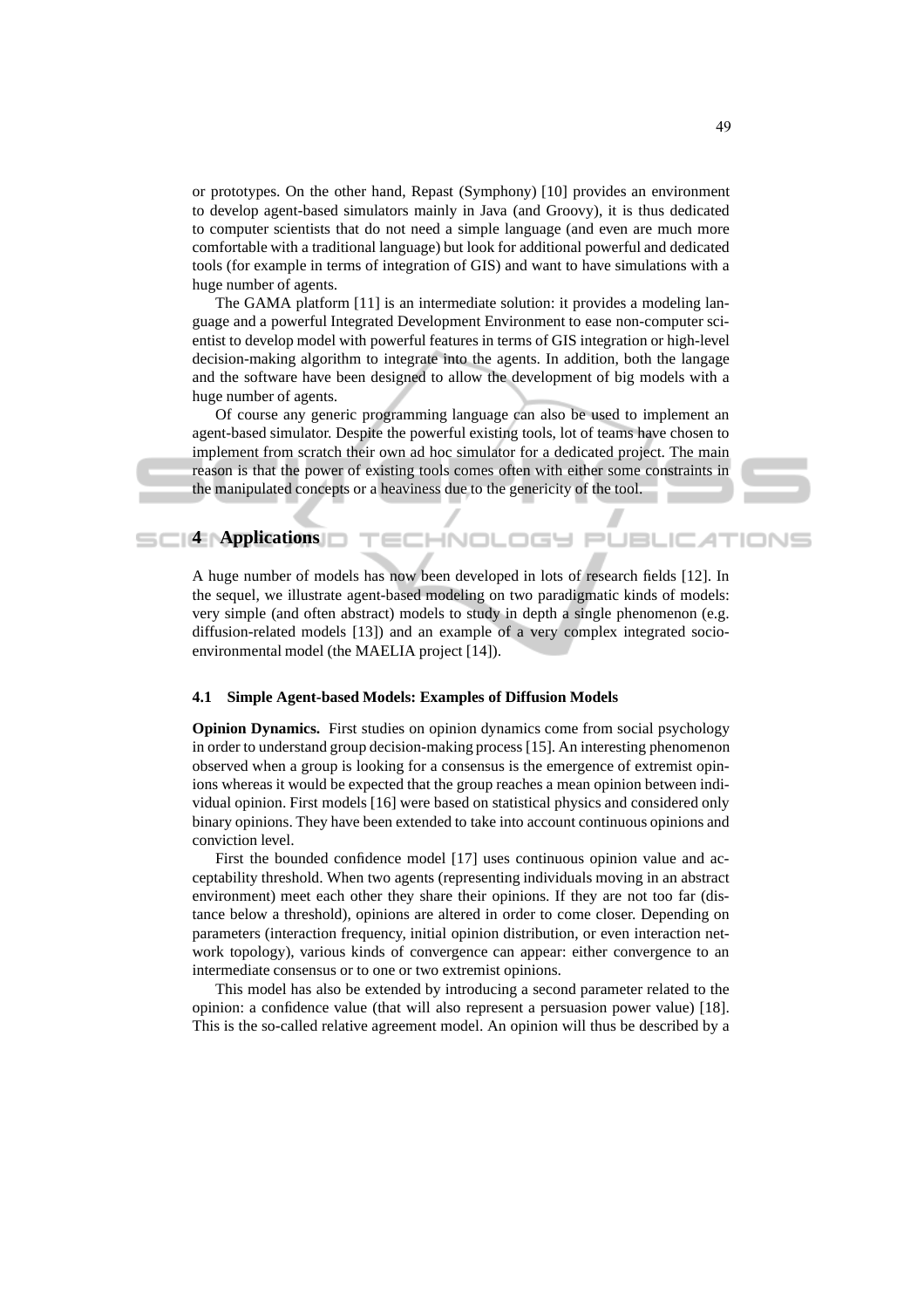or prototypes. On the other hand, Repast (Symphony) [10] provides an environment to develop agent-based simulators mainly in Java (and Groovy), it is thus dedicated to computer scientists that do not need a simple language (and even are much more comfortable with a traditional language) but look for additional powerful and dedicated tools (for example in terms of integration of GIS) and want to have simulations with a huge number of agents.

The GAMA platform [11] is an intermediate solution: it provides a modeling language and a powerful Integrated Development Environment to ease non-computer scientist to develop model with powerful features in terms of GIS integration or high-level decision-making algorithm to integrate into the agents. In addition, both the langage and the software have been designed to allow the development of big models with a huge number of agents.

Of course any generic programming language can also be used to implement an agent-based simulator. Despite the powerful existing tools, lot of teams have chosen to implement from scratch their own ad hoc simulator for a dedicated project. The main reason is that the power of existing tools comes often with either some constraints in the manipulated concepts or a heaviness due to the genericity of the tool.

## 4 Applications

A huge number of models has now been developed in lots of research fields [12]. In the sequel, we illustrate agent-based modeling on two paradigmatic kinds of models: very simple (and often abstract) models to study in depth a single phenomenon (e.g. diffusion-related models [13]) and an example of a very complex integrated socio-environmental model (the MAELIA project [14]).

### 4.1 Simple Agent-based Models: Examples of Diffusion Models

**Opinion Dynamics.** First studies on opinion dynamics come from social psychology in order to understand group decision-making process [15]. An interesting phenomenon observed when a group is looking for a consensus is the emergence of extremist opinions whereas it would be expected that the group reaches a mean opinion between individual opinion. First models [16] were based on statistical physics and considered only binary opinions. They have been extended to take into account continuous opinions and conviction level.

First the bounded confidence model [17] uses continuous opinion value and acceptability threshold. When two agents (representing individuals moving in an abstract environment) meet each other they share their opinions. If they are not too far (distance below a threshold), opinions are altered in order to come closer. Depending on parameters (interaction frequency, initial opinion distribution, or even interaction network topology), various kinds of convergence can appear: either convergence to an intermediate consensus or to one or two extremist opinions.

This model has also be extended by introducing a second parameter related to the opinion: a confidence value (that will also represent a persuasion power value) [18]. This is the so-called relative agreement model. An opinion will thus be described by a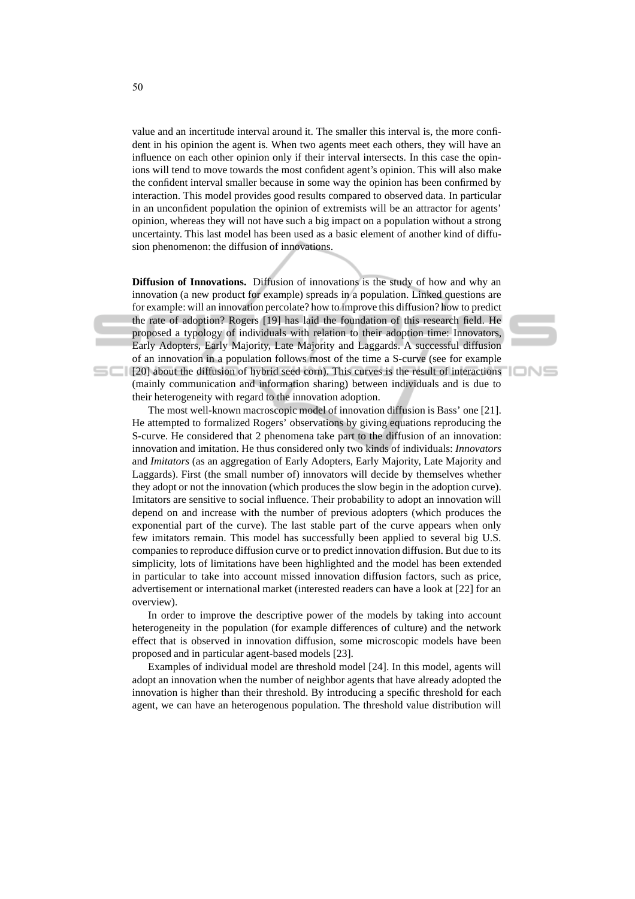value and an incertitude interval around it. The smaller this interval is, the more confident in his opinion the agent is. When two agents meet each others, they will have an influence on each other opinion only if their interval intersects. In this case the opinions will tend to move towards the most confident agent's opinion. This will also make the confident interval smaller because in some way the opinion has been confirmed by interaction. This model provides good results compared to observed data. In particular in an unconfident population the opinion of extremists will be an attractor for agents' opinion, whereas they will not have such a big impact on a population without a strong uncertainty. This last model has been used as a basic element of another kind of diffusion phenomenon: the diffusion of innovations.

**Diffusion of Innovations.** Diffusion of innovations is the study of how and why an innovation (a new product for example) spreads in a population. Linked questions are for example: will an innovation percolate? how to improve this diffusion? how to predict the rate of adoption? Rogers [19] has laid the foundation of this research field. He proposed a typology of individuals with relation to their adoption time: Innovators, Early Adopters, Early Majority, Late Majority and Laggards. A successful diffusion of an innovation in a population follows most of the time a S-curve (see for example [20] about the diffusion of hybrid seed corn). This curves is the result of interactions (mainly communication and information sharing) between individuals and is due to their heterogeneity with regard to the innovation adoption.

The most well-known macroscopic model of innovation diffusion is Bass' one [21]. He attempted to formalized Rogers' observations by giving equations reproducing the S-curve. He considered that 2 phenomena take part to the diffusion of an innovation: innovation and imitation. He thus considered only two kinds of individuals: *Innovators* and *Imitators* (as an aggregation of Early Adopters, Early Majority, Late Majority and Laggards). First (the small number of) innovators will decide by themselves whether they adopt or not the innovation (which produces the slow begin in the adoption curve). Imitators are sensitive to social influence. Their probability to adopt an innovation will depend on and increase with the number of previous adopters (which produces the exponential part of the curve). The last stable part of the curve appears when only few imitators remain. This model has successfully been applied to several big U.S. companies to reproduce diffusion curve or to predict innovation diffusion. But due to its simplicity, lots of limitations have been highlighted and the model has been extended in particular to take into account missed innovation diffusion factors, such as price, advertisement or international market (interested readers can have a look at [22] for an overview).

In order to improve the descriptive power of the models by taking into account heterogeneity in the population (for example differences of culture) and the network effect that is observed in innovation diffusion, some microscopic models have been proposed and in particular agent-based models [23].

Examples of individual model are threshold model [24]. In this model, agents will adopt an innovation when the number of neighbor agents that have already adopted the innovation is higher than their threshold. By introducing a specific threshold for each agent, we can have an heterogenous population. The threshold value distribution will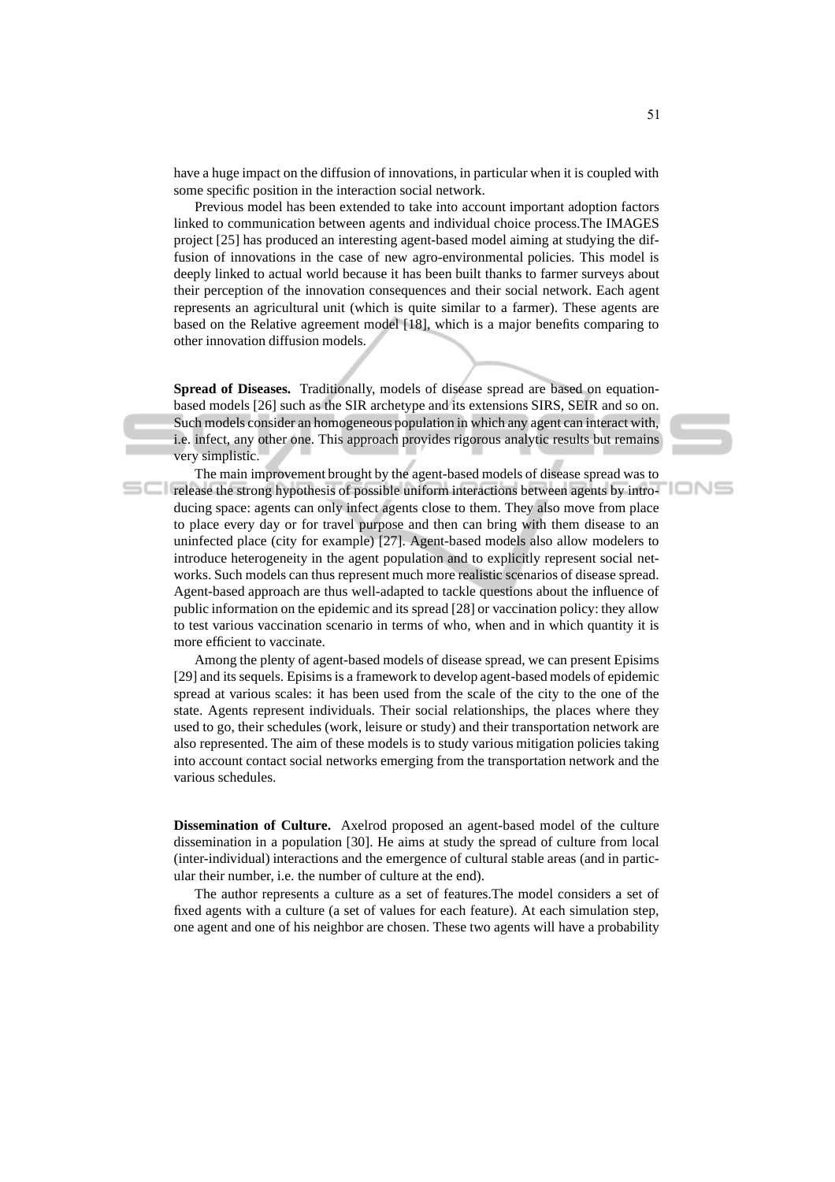have a huge impact on the diffusion of innovations, in particular when it is coupled with some specific position in the interaction social network.

Previous model has been extended to take into account important adoption factors linked to communication between agents and individual choice process.The IMAGES project [25] has produced an interesting agent-based model aiming at studying the diffusion of innovations in the case of new agro-environmental policies. This model is deeply linked to actual world because it has been built thanks to farmer surveys about their perception of the innovation consequences and their social network. Each agent represents an agricultural unit (which is quite similar to a farmer). These agents are based on the Relative agreement model [18], which is a major benefits comparing to other innovation diffusion models.

**Spread of Diseases.** Traditionally, models of disease spread are based on equation-based models [26] such as the SIR archetype and its extensions SIRS, SEIR and so on. Such models consider an homogeneous population in which any agent can interact with, i.e. infect, any other one. This approach provides rigorous analytic results but remains very simplistic.

The main improvement brought by the agent-based models of disease spread was to release the strong hypothesis of possible uniform interactions between agents by introducing space: agents can only infect agents close to them. They also move from place to place every day or for travel purpose and then can bring with them disease to an uninfected place (city for example) [27]. Agent-based models also allow modelers to introduce heterogeneity in the agent population and to explicitly represent social networks. Such models can thus represent much more realistic scenarios of disease spread. Agent-based approach are thus well-adapted to tackle questions about the influence of public information on the epidemic and its spread [28] or vaccination policy: they allow to test various vaccination scenario in terms of who, when and in which quantity it is more efficient to vaccinate.

Among the plenty of agent-based models of disease spread, we can present Episims [29] and its sequels. Episims is a framework to develop agent-based models of epidemic spread at various scales: it has been used from the scale of the city to the one of the state. Agents represent individuals. Their social relationships, the places where they used to go, their schedules (work, leisure or study) and their transportation network are also represented. The aim of these models is to study various mitigation policies taking into account contact social networks emerging from the transportation network and the various schedules.

**Dissemination of Culture.** Axelrod proposed an agent-based model of the culture dissemination in a population [30]. He aims at study the spread of culture from local (inter-individual) interactions and the emergence of cultural stable areas (and in particular their number, i.e. the number of culture at the end).

The author represents a culture as a set of features.The model considers a set of fixed agents with a culture (a set of values for each feature). At each simulation step, one agent and one of his neighbor are chosen. These two agents will have a probability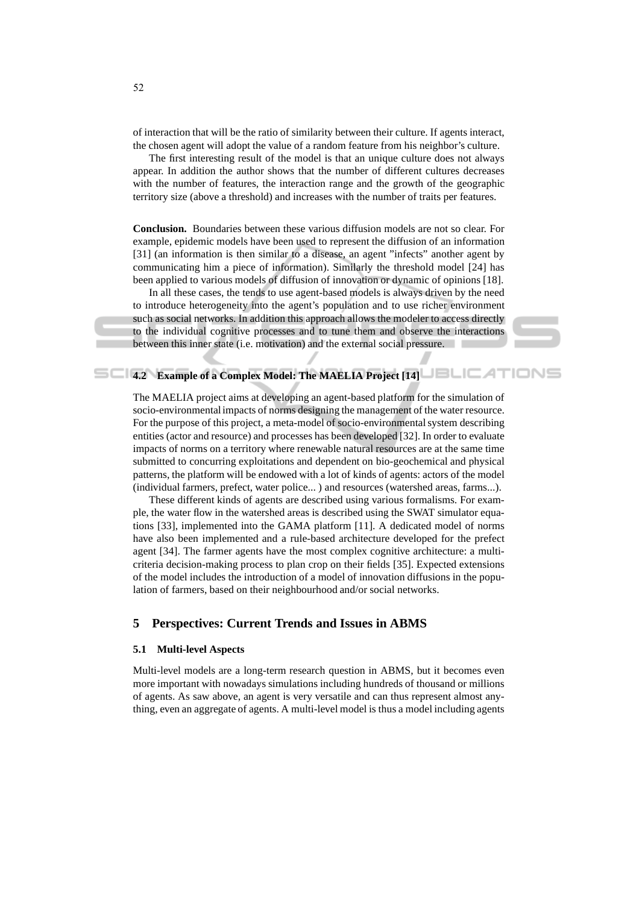of interaction that will be the ratio of similarity between their culture. If agents interact, the chosen agent will adopt the value of a random feature from his neighbor's culture.

The first interesting result of the model is that an unique culture does not always appear. In addition the author shows that the number of different cultures decreases with the number of features, the interaction range and the growth of the geographic territory size (above a threshold) and increases with the number of traits per features.

**Conclusion.** Boundaries between these various diffusion models are not so clear. For example, epidemic models have been used to represent the diffusion of an information [31] (an information is then similar to a disease, an agent "infects" another agent by communicating him a piece of information). Similarly the threshold model [24] has been applied to various models of diffusion of innovation or dynamic of opinions [18].

In all these cases, the tends to use agent-based models is always driven by the need to introduce heterogeneity into the agent's population and to use richer environment such as social networks. In addition this approach allows the modeler to access directly to the individual cognitive processes and to tune them and observe the interactions between this inner state (i.e. motivation) and the external social pressure.

### 4.2 Example of a Complex Model: The MAELIA Project [14]

The MAELIA project aims at developing an agent-based platform for the simulation of socio-environmental impacts of norms designing the management of the water resource. For the purpose of this project, a meta-model of socio-environmental system describing entities (actor and resource) and processes has been developed [32]. In order to evaluate impacts of norms on a territory where renewable natural resources are at the same time submitted to concurring exploitations and dependent on bio-geochemical and physical patterns, the platform will be endowed with a lot of kinds of agents: actors of the model (individual farmers, prefect, water police... ) and resources (watershed areas, farms...).

These different kinds of agents are described using various formalisms. For example, the water flow in the watershed areas is described using the SWAT simulator equations [33], implemented into the GAMA platform [11]. A dedicated model of norms have also been implemented and a rule-based architecture developed for the prefect agent [34]. The farmer agents have the most complex cognitive architecture: a multi-criteria decision-making process to plan crop on their fields [35]. Expected extensions of the model includes the introduction of a model of innovation diffusions in the population of farmers, based on their neighbourhood and/or social networks.

## 5 Perspectives: Current Trends and Issues in ABMS

### 5.1 Multi-level Aspects

Multi-level models are a long-term research question in ABMS, but it becomes even more important with nowadays simulations including hundreds of thousand or millions of agents. As saw above, an agent is very versatile and can thus represent almost anything, even an aggregate of agents. A multi-level model is thus a model including agents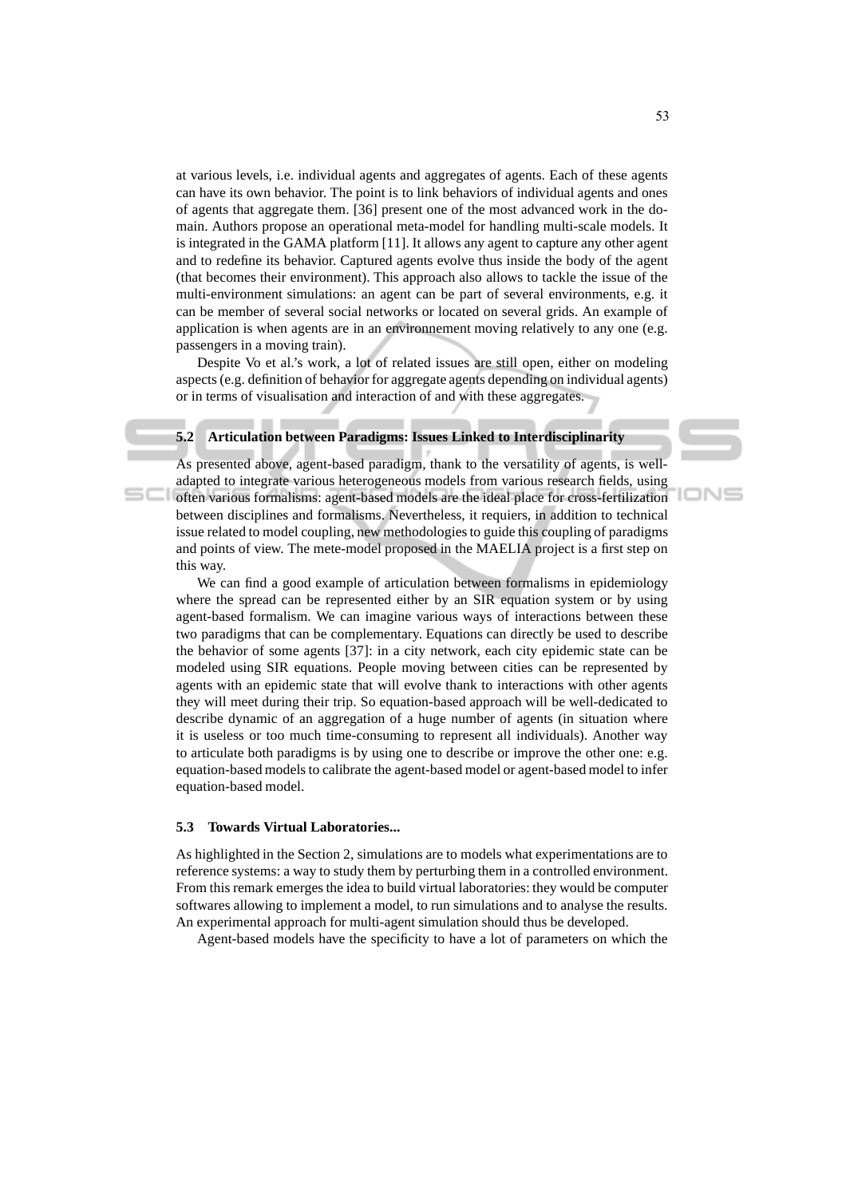at various levels, i.e. individual agents and aggregates of agents. Each of these agents can have its own behavior. The point is to link behaviors of individual agents and ones of agents that aggregate them. [36] present one of the most advanced work in the domain. Authors propose an operational meta-model for handling multi-scale models. It is integrated in the GAMA platform [11]. It allows any agent to capture any other agent and to redefine its behavior. Captured agents evolve thus inside the body of the agent (that becomes their environment). This approach also allows to tackle the issue of the multi-environment simulations: an agent can be part of several environments, e.g. it can be member of several social networks or located on several grids. An example of application is when agents are in an environnement moving relatively to any one (e.g. passengers in a moving train).

Despite Vo et al.'s work, a lot of related issues are still open, either on modeling aspects (e.g. definition of behavior for aggregate agents depending on individual agents) or in terms of visualisation and interaction of and with these aggregates.

### 5.2 Articulation between Paradigms: Issues Linked to Interdisciplinarity

As presented above, agent-based paradigm, thank to the versatility of agents, is well-adapted to integrate various heterogeneous models from various research fields, using often various formalisms: agent-based models are the ideal place for cross-fertilization between disciplines and formalisms. Nevertheless, it requiers, in addition to technical issue related to model coupling, new methodologies to guide this coupling of paradigms and points of view. The mete-model proposed in the MAELIA project is a first step on this way.

We can find a good example of articulation between formalisms in epidemiology where the spread can be represented either by an SIR equation system or by using agent-based formalism. We can imagine various ways of interactions between these two paradigms that can be complementary. Equations can directly be used to describe the behavior of some agents [37]: in a city network, each city epidemic state can be modeled using SIR equations. People moving between cities can be represented by agents with an epidemic state that will evolve thank to interactions with other agents they will meet during their trip. So equation-based approach will be well-dedicated to describe dynamic of an aggregation of a huge number of agents (in situation where it is useless or too much time-consuming to represent all individuals). Another way to articulate both paradigms is by using one to describe or improve the other one: e.g. equation-based models to calibrate the agent-based model or agent-based model to infer equation-based model.

### 5.3 Towards Virtual Laboratories...

As highlighted in the Section 2, simulations are to models what experimentations are to reference systems: a way to study them by perturbing them in a controlled environment. From this remark emerges the idea to build virtual laboratories: they would be computer softwares allowing to implement a model, to run simulations and to analyse the results. An experimental approach for multi-agent simulation should thus be developed.

Agent-based models have the specificity to have a lot of parameters on which the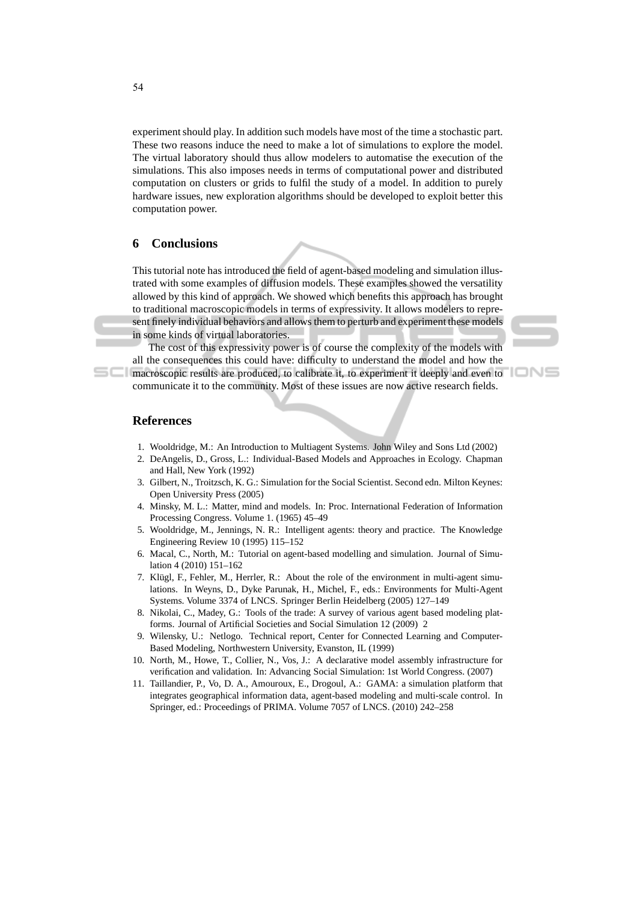experiment should play. In addition such models have most of the time a stochastic part. These two reasons induce the need to make a lot of simulations to explore the model. The virtual laboratory should thus allow modelers to automatise the execution of the simulations. This also imposes needs in terms of computational power and distributed computation on clusters or grids to fulfil the study of a model. In addition to purely hardware issues, new exploration algorithms should be developed to exploit better this computation power.

## 6 Conclusions

This tutorial note has introduced the field of agent-based modeling and simulation illustrated with some examples of diffusion models. These examples showed the versatility allowed by this kind of approach. We showed which benefits this approach has brought to traditional macroscopic models in terms of expressivity. It allows modelers to represent finely individual behaviors and allows them to perturb and experiment these models in some kinds of virtual laboratories.

The cost of this expressivity power is of course the complexity of the models with all the consequences this could have: difficulty to understand the model and how the macroscopic results are produced, to calibrate it, to experiment it deeply and even to communicate it to the community. Most of these issues are now active research fields.

## References

1. Wooldridge, M.: An Introduction to Multiagent Systems. John Wiley and Sons Ltd (2002)
2. DeAngelis, D., Gross, L.: Individual-Based Models and Approaches in Ecology. Chapman and Hall, New York (1992)
3. Gilbert, N., Troitzsch, K. G.: Simulation for the Social Scientist. Second edn. Milton Keynes: Open University Press (2005)
4. Minsky, M. L.: Matter, mind and models. In: Proc. International Federation of Information Processing Congress. Volume 1. (1965) 45–49
5. Wooldridge, M., Jennings, N. R.: Intelligent agents: theory and practice. The Knowledge Engineering Review 10 (1995) 115–152
6. Macal, C., North, M.: Tutorial on agent-based modelling and simulation. Journal of Simulation 4 (2010) 151–162
7. Klügl, F., Fehler, M., Herrler, R.: About the role of the environment in multi-agent simulations. In Weyns, D., Dyke Parunak, H., Michel, F., eds.: Environments for Multi-Agent Systems. Volume 3374 of LNCS. Springer Berlin Heidelberg (2005) 127–149
8. Nikolai, C., Madey, G.: Tools of the trade: A survey of various agent based modeling platforms. Journal of Artificial Societies and Social Simulation 12 (2009) 2
9. Wilensky, U.: Netlogo. Technical report, Center for Connected Learning and Computer-Based Modeling, Northwestern University, Evanston, IL (1999)
10. North, M., Howe, T., Collier, N., Vos, J.: A declarative model assembly infrastructure for verification and validation. In: Advancing Social Simulation: 1st World Congress. (2007)
11. Taillandier, P., Vo, D. A., Amouroux, E., Drogoul, A.: GAMA: a simulation platform that integrates geographical information data, agent-based modeling and multi-scale control. In Springer, ed.: Proceedings of PRIMA. Volume 7057 of LNCS. (2010) 242–258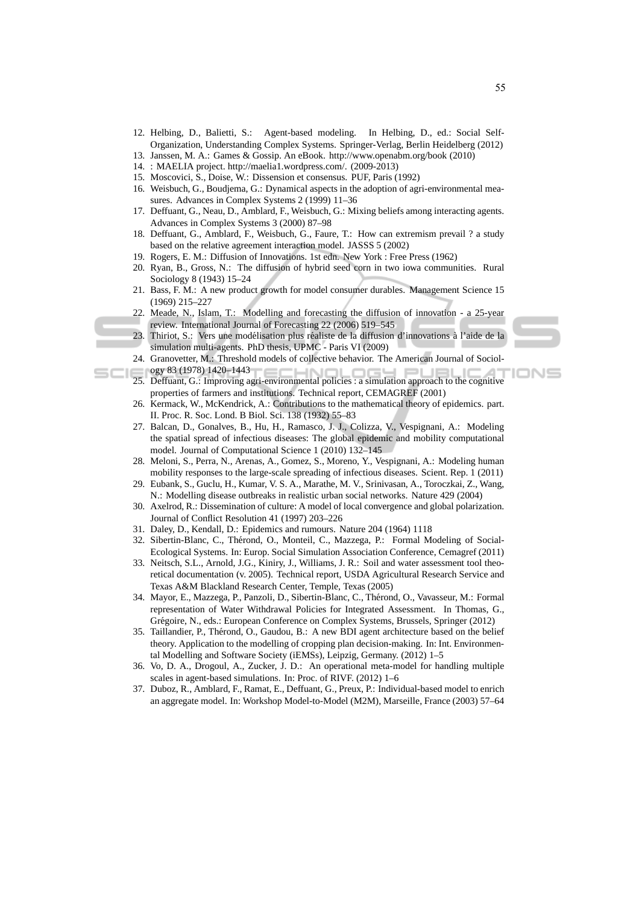12. Helbing, D., Balietti, S.: Agent-based modeling. In Helbing, D., ed.: Social Self-Organization, Understanding Complex Systems. Springer-Verlag, Berlin Heidelberg (2012)
13. Janssen, M. A.: Games & Gossip. An eBook. http://www.openabm.org/book (2010)
14. : MAELIA project. http://maelia1.wordpress.com/. (2009-2013)
15. Moscovici, S., Doise, W.: Dissension et consensus. PUF, Paris (1992)
16. Weisbuch, G., Boudjema, G.: Dynamical aspects in the adoption of agri-environmental measures. Advances in Complex Systems 2 (1999) 11–36
17. Deffuant, G., Neau, D., Amblard, F., Weisbuch, G.: Mixing beliefs among interacting agents. Advances in Complex Systems 3 (2000) 87–98
18. Deffuant, G., Amblard, F., Weisbuch, G., Faure, T.: How can extremism prevail ? a study based on the relative agreement interaction model. JASSS 5 (2002)
19. Rogers, E. M.: Diffusion of Innovations. 1st edn. New York : Free Press (1962)
20. Ryan, B., Gross, N.: The diffusion of hybrid seed corn in two iowa communities. Rural Sociology 8 (1943) 15–24
21. Bass, F. M.: A new product growth for model consumer durables. Management Science 15 (1969) 215–227
22. Meade, N., Islam, T.: Modelling and forecasting the diffusion of innovation - a 25-year review. International Journal of Forecasting 22 (2006) 519–545
23. Thiriot, S.: Vers une modélisation plus réaliste de la diffusion d'innovations à l'aide de la simulation multi-agents. PhD thesis, UPMC - Paris VI (2009)
24. Granovetter, M.: Threshold models of collective behavior. The American Journal of Sociology 83 (1978) 1420–1443
25. Deffuant, G.: Improving agri-environmental policies : a simulation approach to the cognitive properties of farmers and institutions. Technical report, CEMAGREF (2001)
26. Kermack, W., McKendrick, A.: Contributions to the mathematical theory of epidemics. part. II. Proc. R. Soc. Lond. B Biol. Sci. 138 (1932) 55–83
27. Balcan, D., Gonalves, B., Hu, H., Ramasco, J. J., Colizza, V., Vespignani, A.: Modeling the spatial spread of infectious diseases: The global epidemic and mobility computational model. Journal of Computational Science 1 (2010) 132–145
28. Meloni, S., Perra, N., Arenas, A., Gomez, S., Moreno, Y., Vespignani, A.: Modeling human mobility responses to the large-scale spreading of infectious diseases. Scient. Rep. 1 (2011)
29. Eubank, S., Guclu, H., Kumar, V. S. A., Marathe, M. V., Srinivasan, A., Toroczkai, Z., Wang, N.: Modelling disease outbreaks in realistic urban social networks. Nature 429 (2004)
30. Axelrod, R.: Dissemination of culture: A model of local convergence and global polarization. Journal of Conflict Resolution 41 (1997) 203–226
31. Daley, D., Kendall, D.: Epidemics and rumours. Nature 204 (1964) 1118
32. Sibertin-Blanc, C., Thérond, O., Monteil, C., Mazzega, P.: Formal Modeling of Social-Ecological Systems. In: Europ. Social Simulation Association Conference, Cemagref (2011)
33. Neitsch, S.L., Arnold, J.G., Kiniry, J., Williams, J. R.: Soil and water assessment tool theoretical documentation (v. 2005). Technical report, USDA Agricultural Research Service and Texas A&M Blackland Research Center, Temple, Texas (2005)
34. Mayor, E., Mazzega, P., Panzoli, D., Sibertin-Blanc, C., Thérond, O., Vavasseur, M.: Formal representation of Water Withdrawal Policies for Integrated Assessment. In Thomas, G., Grégoire, N., eds.: European Conference on Complex Systems, Brussels, Springer (2012)
35. Taillandier, P., Thérond, O., Gaudou, B.: A new BDI agent architecture based on the belief theory. Application to the modelling of cropping plan decision-making. In: Int. Environmental Modelling and Software Society (iEMSs), Leipzig, Germany. (2012) 1–5
36. Vo, D. A., Drogoul, A., Zucker, J. D.: An operational meta-model for handling multiple scales in agent-based simulations. In: Proc. of RIVF. (2012) 1–6
37. Duboz, R., Amblard, F., Ramat, E., Deffuant, G., Preux, P.: Individual-based model to enrich an aggregate model. In: Workshop Model-to-Model (M2M), Marseille, France (2003) 57–64